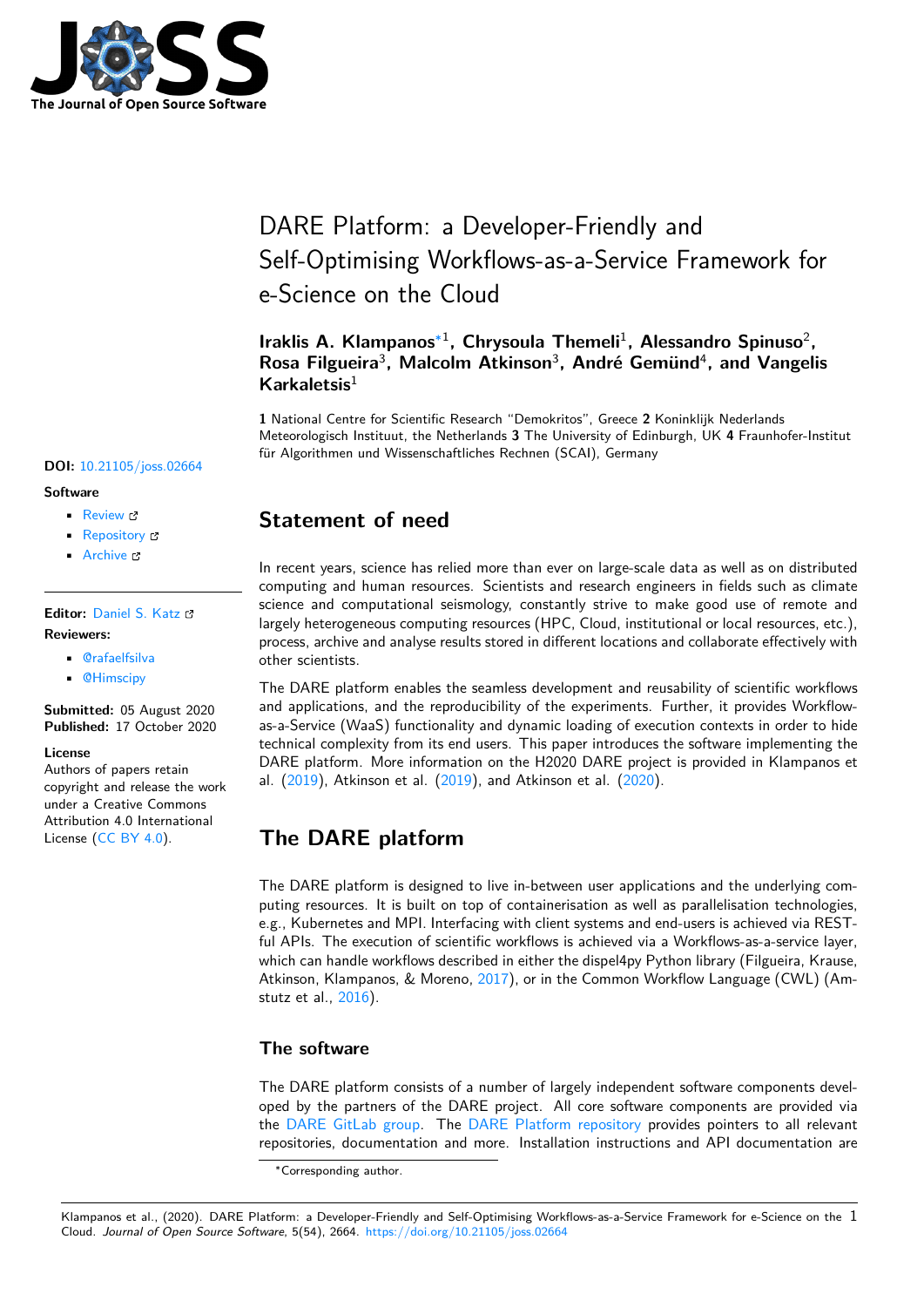# DARE Platform: a Developer-Friendly and Self-Optimising Workflows-as-a-Service Framework for e-Science on the Cloud

**Iraklis A. Klampanos*[1], Chrysoula Themeli[1], Alessandro Spinuso[2], Rosa Filgueira[3], Malcolm Atkinson[3], André Gemünd[4], and Vangelis Karkaletsis[1]**

**1** National Centre for Scientific Research "Demokritos", Greece **2** Koninklijk Nederlands Meteorologisch Instituut, the Netherlands **3** The University of Edinburgh, UK **4** Fraunhofer-Institut für Algorithmen und Wissenschaftliches Rechnen (SCAI), Germany

**DOI:** 10.21105/joss.02664

**Software**

- Review
- Repository
- Archive

**Editor:** Daniel S. Katz

**Reviewers:**

- @rafaelfsilva
- @Himscipy

**Submitted:** 05 August 2020
**Published:** 17 October 2020

**License**
Authors of papers retain copyright and release the work under a Creative Commons Attribution 4.0 International License (CC BY 4.0).

## Statement of need

In recent years, science has relied more than ever on large-scale data as well as on distributed computing and human resources. Scientists and research engineers in fields such as climate science and computational seismology, constantly strive to make good use of remote and largely heterogeneous computing resources (HPC, Cloud, institutional or local resources, etc.), process, archive and analyse results stored in different locations and collaborate effectively with other scientists.

The DARE platform enables the seamless development and reusability of scientific workflows and applications, and the reproducibility of the experiments. Further, it provides Workflow-as-a-Service (WaaS) functionality and dynamic loading of execution contexts in order to hide technical complexity from its end users. This paper introduces the software implementing the DARE platform. More information on the H2020 DARE project is provided in Klampanos et al. (2019), Atkinson et al. (2019), and Atkinson et al. (2020).

## The DARE platform

The DARE platform is designed to live in-between user applications and the underlying computing resources. It is built on top of containerisation as well as parallelisation technologies, e.g., Kubernetes and MPI. Interfacing with client systems and end-users is achieved via RESTful APIs. The execution of scientific workflows is achieved via a Workflows-as-a-service layer, which can handle workflows described in either the dispel4py Python library (Filgueira, Krause, Atkinson, Klampanos, & Moreno, 2017), or in the Common Workflow Language (CWL) (Amstutz et al., 2016).

### The software

The DARE platform consists of a number of largely independent software components developed by the partners of the DARE project. All core software components are provided via the DARE GitLab group. The DARE Platform repository provides pointers to all relevant repositories, documentation and more. Installation instructions and API documentation are

*Corresponding author.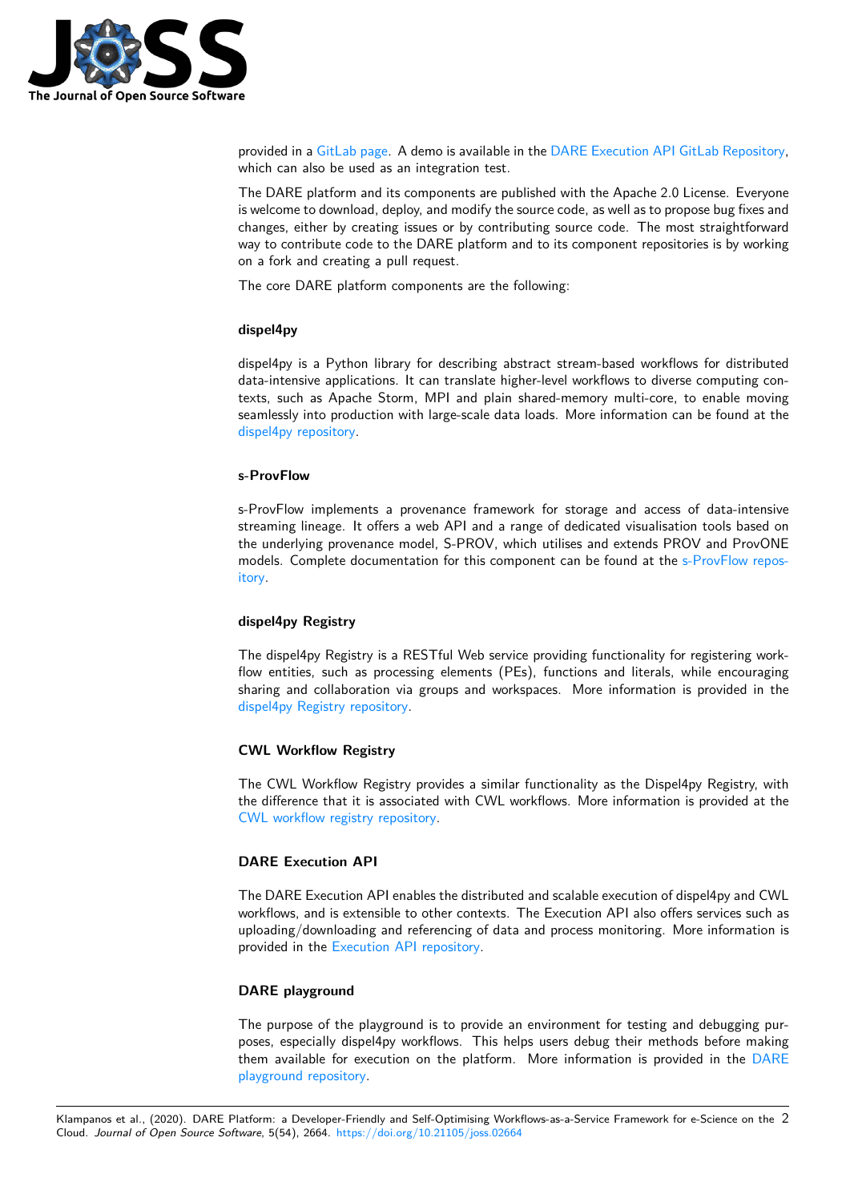provided in a GitLab page. A demo is available in the DARE Execution API GitLab Repository, which can also be used as an integration test.

The DARE platform and its components are published with the Apache 2.0 License. Everyone is welcome to download, deploy, and modify the source code, as well as to propose bug fixes and changes, either by creating issues or by contributing source code. The most straightforward way to contribute code to the DARE platform and to its component repositories is by working on a fork and creating a pull request.

The core DARE platform components are the following:

### dispel4py

dispel4py is a Python library for describing abstract stream-based workflows for distributed data-intensive applications. It can translate higher-level workflows to diverse computing contexts, such as Apache Storm, MPI and plain shared-memory multi-core, to enable moving seamlessly into production with large-scale data loads. More information can be found at the dispel4py repository.

### s-ProvFlow

s-ProvFlow implements a provenance framework for storage and access of data-intensive streaming lineage. It offers a web API and a range of dedicated visualisation tools based on the underlying provenance model, S-PROV, which utilises and extends PROV and ProvONE models. Complete documentation for this component can be found at the s-ProvFlow repository.

### dispel4py Registry

The dispel4py Registry is a RESTful Web service providing functionality for registering workflow entities, such as processing elements (PEs), functions and literals, while encouraging sharing and collaboration via groups and workspaces. More information is provided in the dispel4py Registry repository.

### CWL Workflow Registry

The CWL Workflow Registry provides a similar functionality as the Dispel4py Registry, with the difference that it is associated with CWL workflows. More information is provided at the CWL workflow registry repository.

### DARE Execution API

The DARE Execution API enables the distributed and scalable execution of dispel4py and CWL workflows, and is extensible to other contexts. The Execution API also offers services such as uploading/downloading and referencing of data and process monitoring. More information is provided in the Execution API repository.

### DARE playground

The purpose of the playground is to provide an environment for testing and debugging purposes, especially dispel4py workflows. This helps users debug their methods before making them available for execution on the platform. More information is provided in the DARE playground repository.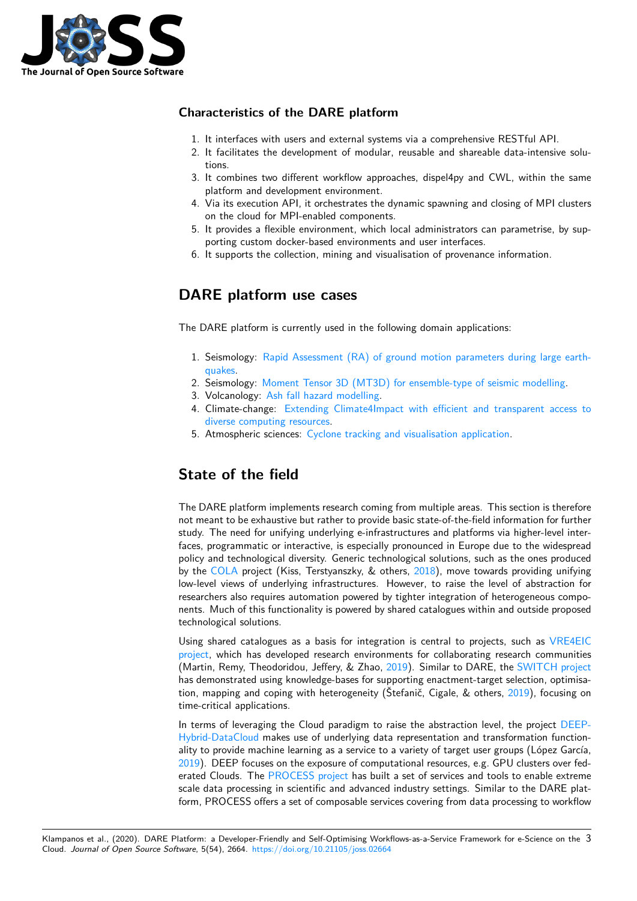## Characteristics of the DARE platform

1. It interfaces with users and external systems via a comprehensive RESTful API.
2. It facilitates the development of modular, reusable and shareable data-intensive solutions.
3. It combines two different workflow approaches, dispel4py and CWL, within the same platform and development environment.
4. Via its execution API, it orchestrates the dynamic spawning and closing of MPI clusters on the cloud for MPI-enabled components.
5. It provides a flexible environment, which local administrators can parametrise, by supporting custom docker-based environments and user interfaces.
6. It supports the collection, mining and visualisation of provenance information.

# DARE platform use cases

The DARE platform is currently used in the following domain applications:

1. Seismology: Rapid Assessment (RA) of ground motion parameters during large earthquakes.
2. Seismology: Moment Tensor 3D (MT3D) for ensemble-type of seismic modelling.
3. Volcanology: Ash fall hazard modelling.
4. Climate-change: Extending Climate4Impact with efficient and transparent access to diverse computing resources.
5. Atmospheric sciences: Cyclone tracking and visualisation application.

# State of the field

The DARE platform implements research coming from multiple areas. This section is therefore not meant to be exhaustive but rather to provide basic state-of-the-field information for further study. The need for unifying underlying e-infrastructures and platforms via higher-level interfaces, programmatic or interactive, is especially pronounced in Europe due to the widespread policy and technological diversity. Generic technological solutions, such as the ones produced by the COLA project (Kiss, Terstyanszky, & others, 2018), move towards providing unifying low-level views of underlying infrastructures. However, to raise the level of abstraction for researchers also requires automation powered by tighter integration of heterogeneous components. Much of this functionality is powered by shared catalogues within and outside proposed technological solutions.

Using shared catalogues as a basis for integration is central to projects, such as VRE4EIC project, which has developed research environments for collaborating research communities (Martin, Remy, Theodoridou, Jeffery, & Zhao, 2019). Similar to DARE, the SWITCH project has demonstrated using knowledge-bases for supporting enactment-target selection, optimisation, mapping and coping with heterogeneity (Štefanič, Cigale, & others, 2019), focusing on time-critical applications.

In terms of leveraging the Cloud paradigm to raise the abstraction level, the project DEEP-Hybrid-DataCloud makes use of underlying data representation and transformation functionality to provide machine learning as a service to a variety of target user groups (López García, 2019). DEEP focuses on the exposure of computational resources, e.g. GPU clusters over federated Clouds. The PROCESS project has built a set of services and tools to enable extreme scale data processing in scientific and advanced industry settings. Similar to the DARE platform, PROCESS offers a set of composable services covering from data processing to workflow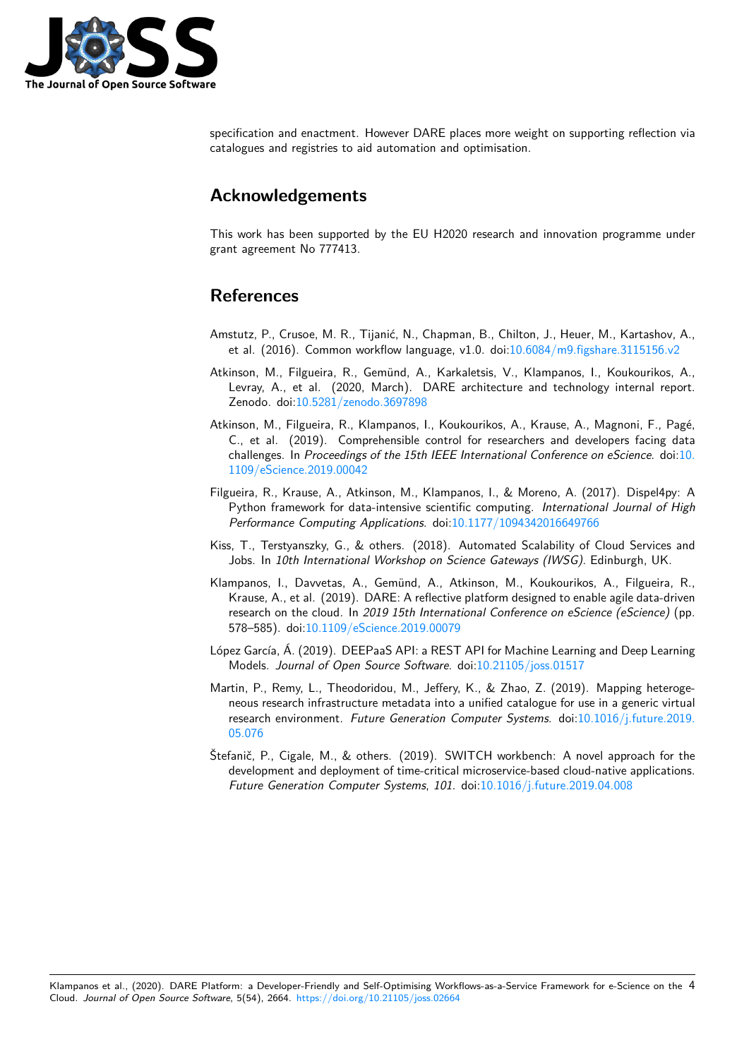specification and enactment. However DARE places more weight on supporting reflection via catalogues and registries to aid automation and optimisation.

# Acknowledgements

This work has been supported by the EU H2020 research and innovation programme under grant agreement No 777413.

# References

Amstutz, P., Crusoe, M. R., Tijanić, N., Chapman, B., Chilton, J., Heuer, M., Kartashov, A., et al. (2016). Common workflow language, v1.0. doi:10.6084/m9.figshare.3115156.v2

Atkinson, M., Filgueira, R., Gemünd, A., Karkaletsis, V., Klampanos, I., Koukourikos, A., Levray, A., et al. (2020, March). DARE architecture and technology internal report. Zenodo. doi:10.5281/zenodo.3697898

Atkinson, M., Filgueira, R., Klampanos, I., Koukourikos, A., Krause, A., Magnoni, F., Pagé, C., et al. (2019). Comprehensible control for researchers and developers facing data challenges. In *Proceedings of the 15th IEEE International Conference on eScience*. doi:10.1109/eScience.2019.00042

Filgueira, R., Krause, A., Atkinson, M., Klampanos, I., & Moreno, A. (2017). Dispel4py: A Python framework for data-intensive scientific computing. *International Journal of High Performance Computing Applications*. doi:10.1177/1094342016649766

Kiss, T., Terstyanszky, G., & others. (2018). Automated Scalability of Cloud Services and Jobs. In *10th International Workshop on Science Gateways (IWSG)*. Edinburgh, UK.

Klampanos, I., Davvetas, A., Gemünd, A., Atkinson, M., Koukourikos, A., Filgueira, R., Krause, A., et al. (2019). DARE: A reflective platform designed to enable agile data-driven research on the cloud. In *2019 15th International Conference on eScience (eScience)* (pp. 578–585). doi:10.1109/eScience.2019.00079

López García, Á. (2019). DEEPaaS API: a REST API for Machine Learning and Deep Learning Models. *Journal of Open Source Software*. doi:10.21105/joss.01517

Martin, P., Remy, L., Theodoridou, M., Jeffery, K., & Zhao, Z. (2019). Mapping heterogeneous research infrastructure metadata into a unified catalogue for use in a generic virtual research environment. *Future Generation Computer Systems*. doi:10.1016/j.future.2019.05.076

Štefanič, P., Cigale, M., & others. (2019). SWITCH workbench: A novel approach for the development and deployment of time-critical microservice-based cloud-native applications. *Future Generation Computer Systems*, *101*. doi:10.1016/j.future.2019.04.008